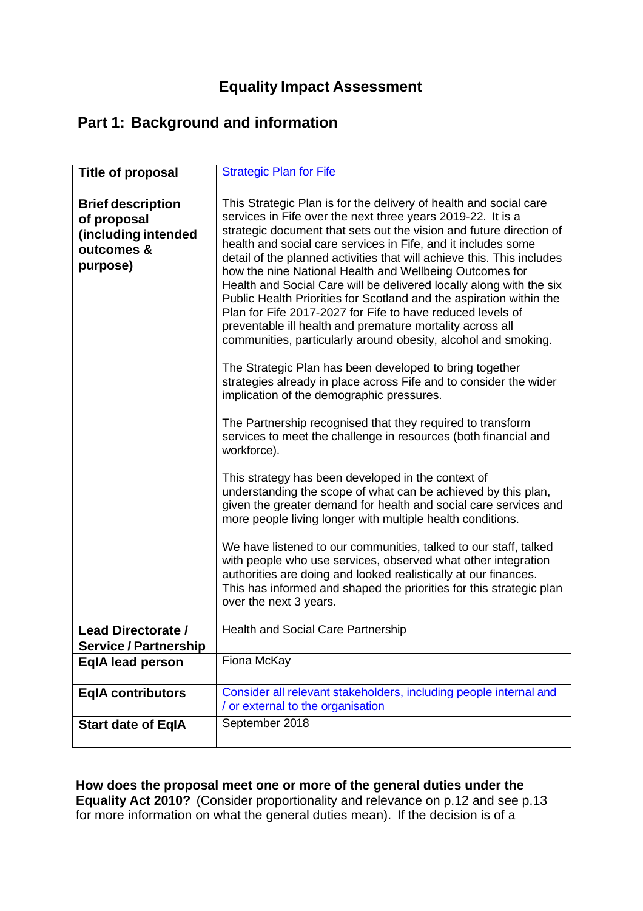# Equality Impact Assessment

## Part 1: Background and information

| **Title of proposal** | Strategic Plan for Fife |
|---|---|
| **Brief description of proposal (including intended outcomes & purpose)** | This Strategic Plan is for the delivery of health and social care services in Fife over the next three years 2019-22. It is a strategic document that sets out the vision and future direction of health and social care services in Fife, and it includes some detail of the planned activities that will achieve this. This includes how the nine National Health and Wellbeing Outcomes for Health and Social Care will be delivered locally along with the six Public Health Priorities for Scotland and the aspiration within the Plan for Fife 2017-2027 for Fife to have reduced levels of preventable ill health and premature mortality across all communities, particularly around obesity, alcohol and smoking.<br><br>The Strategic Plan has been developed to bring together strategies already in place across Fife and to consider the wider implication of the demographic pressures.<br><br>The Partnership recognised that they required to transform services to meet the challenge in resources (both financial and workforce).<br><br>This strategy has been developed in the context of understanding the scope of what can be achieved by this plan, given the greater demand for health and social care services and more people living longer with multiple health conditions.<br><br>We have listened to our communities, talked to our staff, talked with people who use services, observed what other integration authorities are doing and looked realistically at our finances. This has informed and shaped the priorities for this strategic plan over the next 3 years. |
| **Lead Directorate / Service / Partnership** | Health and Social Care Partnership |
| **EqIA lead person** | Fiona McKay |
| **EqIA contributors** | Consider all relevant stakeholders, including people internal and / or external to the organisation |
| **Start date of EqIA** | September 2018 |

**How does the proposal meet one or more of the general duties under the Equality Act 2010?** (Consider proportionality and relevance on p.12 and see p.13 for more information on what the general duties mean). If the decision is of a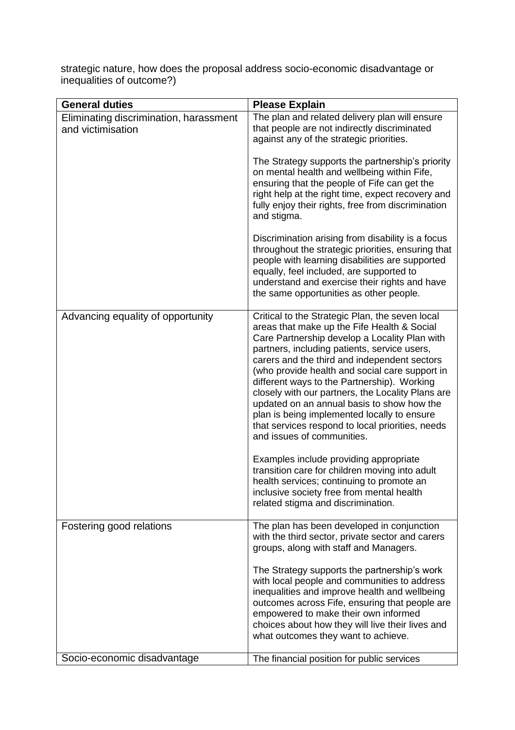strategic nature, how does the proposal address socio-economic disadvantage or inequalities of outcome?)

| General duties | Please Explain |
|---|---|
| Eliminating discrimination, harassment and victimisation | The plan and related delivery plan will ensure that people are not indirectly discriminated against any of the strategic priorities.<br><br>The Strategy supports the partnership's priority on mental health and wellbeing within Fife, ensuring that the people of Fife can get the right help at the right time, expect recovery and fully enjoy their rights, free from discrimination and stigma.<br><br>Discrimination arising from disability is a focus throughout the strategic priorities, ensuring that people with learning disabilities are supported equally, feel included, are supported to understand and exercise their rights and have the same opportunities as other people. |
| Advancing equality of opportunity | Critical to the Strategic Plan, the seven local areas that make up the Fife Health & Social Care Partnership develop a Locality Plan with partners, including patients, service users, carers and the third and independent sectors (who provide health and social care support in different ways to the Partnership). Working closely with our partners, the Locality Plans are updated on an annual basis to show how the plan is being implemented locally to ensure that services respond to local priorities, needs and issues of communities.<br><br>Examples include providing appropriate transition care for children moving into adult health services; continuing to promote an inclusive society free from mental health related stigma and discrimination. |
| Fostering good relations | The plan has been developed in conjunction with the third sector, private sector and carers groups, along with staff and Managers.<br><br>The Strategy supports the partnership's work with local people and communities to address inequalities and improve health and wellbeing outcomes across Fife, ensuring that people are empowered to make their own informed choices about how they will live their lives and what outcomes they want to achieve. |
| Socio-economic disadvantage | The financial position for public services |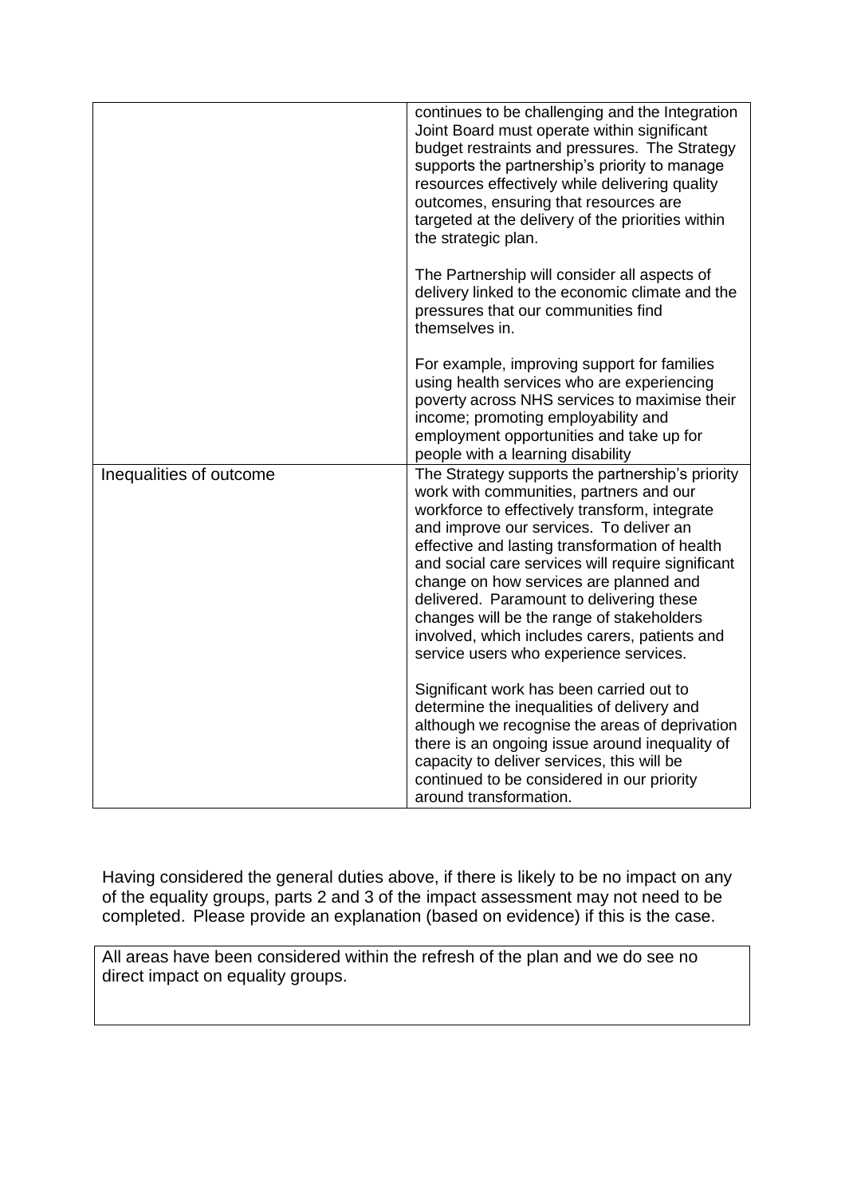| | |
|---|---|
| | continues to be challenging and the Integration Joint Board must operate within significant budget restraints and pressures. The Strategy supports the partnership's priority to manage resources effectively while delivering quality outcomes, ensuring that resources are targeted at the delivery of the priorities within the strategic plan.<br><br>The Partnership will consider all aspects of delivery linked to the economic climate and the pressures that our communities find themselves in.<br><br>For example, improving support for families using health services who are experiencing poverty across NHS services to maximise their income; promoting employability and employment opportunities and take up for people with a learning disability |
| Inequalities of outcome | The Strategy supports the partnership's priority work with communities, partners and our workforce to effectively transform, integrate and improve our services. To deliver an effective and lasting transformation of health and social care services will require significant change on how services are planned and delivered. Paramount to delivering these changes will be the range of stakeholders involved, which includes carers, patients and service users who experience services.<br><br>Significant work has been carried out to determine the inequalities of delivery and although we recognise the areas of deprivation there is an ongoing issue around inequality of capacity to deliver services, this will be continued to be considered in our priority around transformation. |

Having considered the general duties above, if there is likely to be no impact on any of the equality groups, parts 2 and 3 of the impact assessment may not need to be completed. Please provide an explanation (based on evidence) if this is the case.

| |
|---|
| All areas have been considered within the refresh of the plan and we do see no direct impact on equality groups. |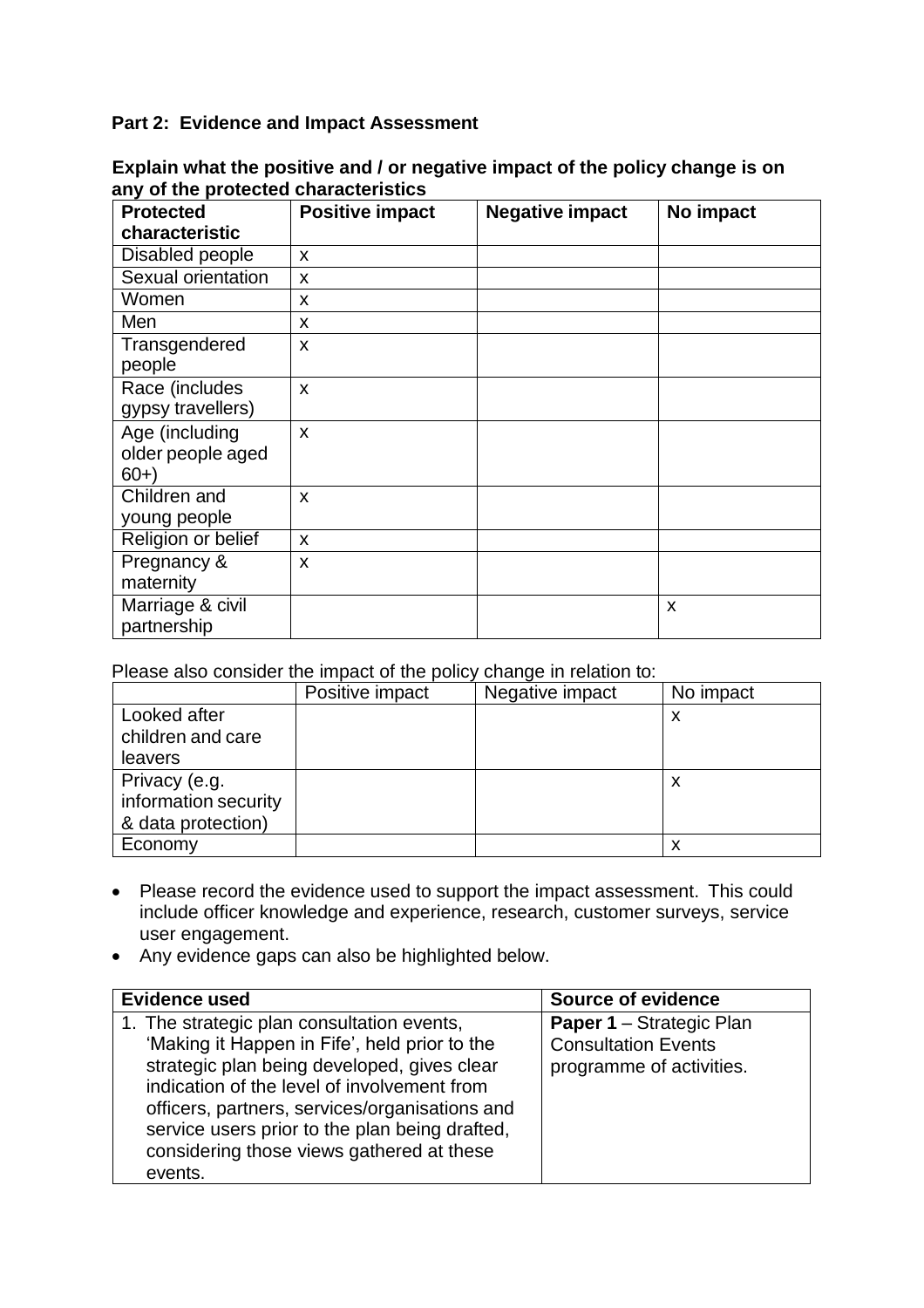**Part 2: Evidence and Impact Assessment**

**Explain what the positive and / or negative impact of the policy change is on any of the protected characteristics**

| Protected characteristic | Positive impact | Negative impact | No impact |
|---|---|---|---|
| Disabled people | x | | |
| Sexual orientation | x | | |
| Women | x | | |
| Men | x | | |
| Transgendered people | x | | |
| Race (includes gypsy travellers) | x | | |
| Age (including older people aged 60+) | x | | |
| Children and young people | x | | |
| Religion or belief | x | | |
| Pregnancy & maternity | x | | |
| Marriage & civil partnership | | | x |

Please also consider the impact of the policy change in relation to:

| | Positive impact | Negative impact | No impact |
|---|---|---|---|
| Looked after children and care leavers | | | x |
| Privacy (e.g. information security & data protection) | | | x |
| Economy | | | x |

- Please record the evidence used to support the impact assessment. This could include officer knowledge and experience, research, customer surveys, service user engagement.
- Any evidence gaps can also be highlighted below.

| Evidence used | Source of evidence |
|---|---|
| 1. The strategic plan consultation events, 'Making it Happen in Fife', held prior to the strategic plan being developed, gives clear indication of the level of involvement from officers, partners, services/organisations and service users prior to the plan being drafted, considering those views gathered at these events. | **Paper 1** – Strategic Plan Consultation Events programme of activities. |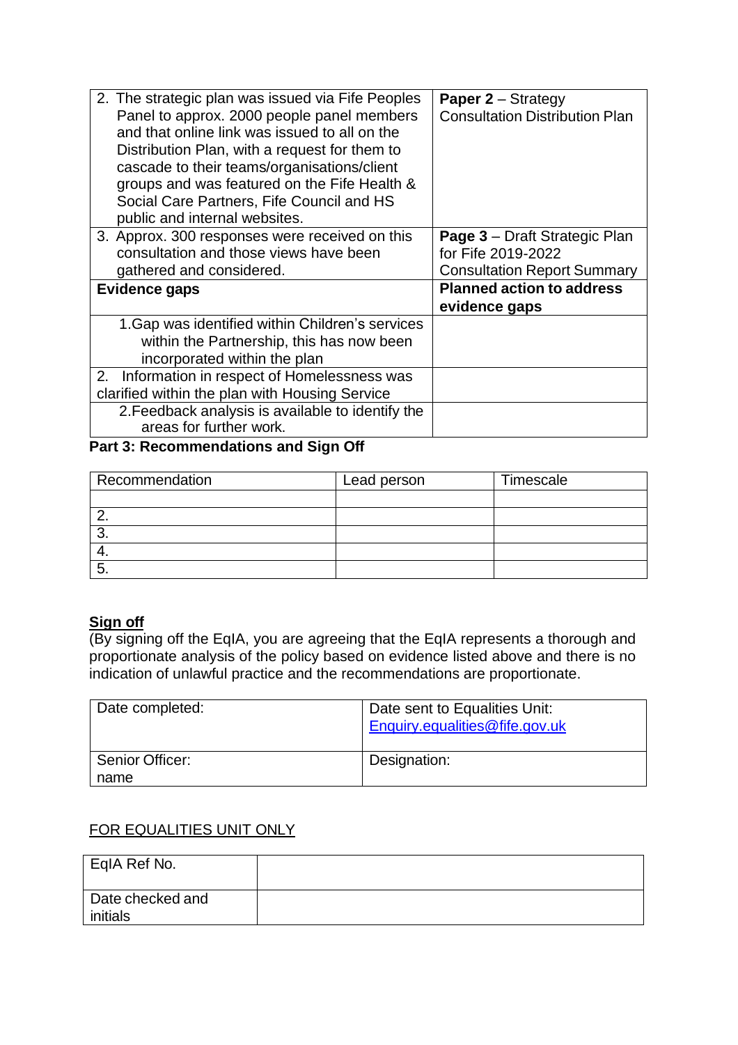| | |
|---|---|
| 2. The strategic plan was issued via Fife Peoples Panel to approx. 2000 people panel members and that online link was issued to all on the Distribution Plan, with a request for them to cascade to their teams/organisations/client groups and was featured on the Fife Health & Social Care Partners, Fife Council and HS public and internal websites. | **Paper 2** – Strategy Consultation Distribution Plan |
| 3. Approx. 300 responses were received on this consultation and those views have been gathered and considered. | **Page 3** – Draft Strategic Plan for Fife 2019-2022 Consultation Report Summary |
| **Evidence gaps** | **Planned action to address evidence gaps** |
| 1. Gap was identified within Children's services within the Partnership, this has now been incorporated within the plan | |
| 2. Information in respect of Homelessness was clarified within the plan with Housing Service | |
| 2. Feedback analysis is available to identify the areas for further work. | |

**Part 3: Recommendations and Sign Off**

| Recommendation | Lead person | Timescale |
|---|---|---|
| | | |
| 2. | | |
| 3. | | |
| 4. | | |
| 5. | | |

**Sign off**

(By signing off the EqIA, you are agreeing that the EqIA represents a thorough and proportionate analysis of the policy based on evidence listed above and there is no indication of unlawful practice and the recommendations are proportionate.

| | |
|---|---|
| Date completed: | Date sent to Equalities Unit: Enquiry.equalities@fife.gov.uk |
| Senior Officer: name | Designation: |

FOR EQUALITIES UNIT ONLY

| | |
|---|---|
| EqIA Ref No. | |
| Date checked and initials | |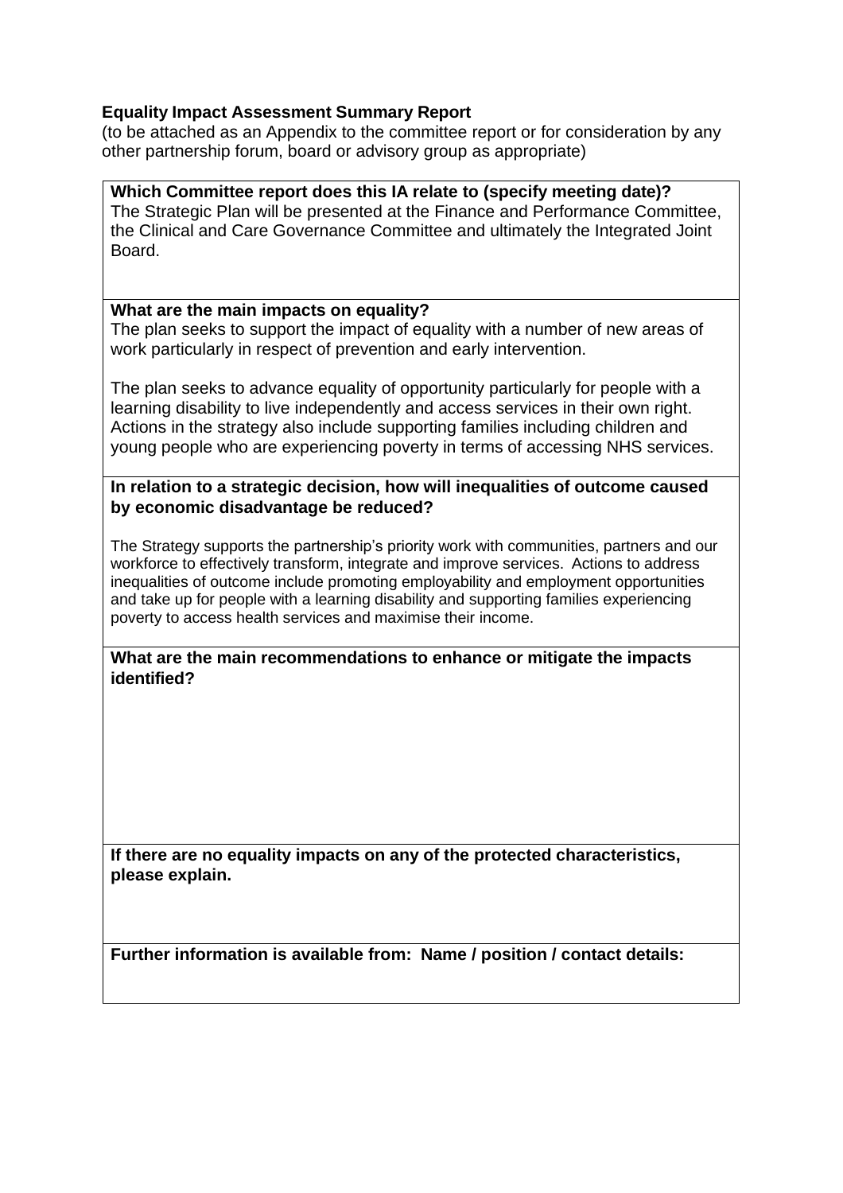**Equality Impact Assessment Summary Report**

(to be attached as an Appendix to the committee report or for consideration by any other partnership forum, board or advisory group as appropriate)

**Which Committee report does this IA relate to (specify meeting date)?**

The Strategic Plan will be presented at the Finance and Performance Committee, the Clinical and Care Governance Committee and ultimately the Integrated Joint Board.

**What are the main impacts on equality?**

The plan seeks to support the impact of equality with a number of new areas of work particularly in respect of prevention and early intervention.

The plan seeks to advance equality of opportunity particularly for people with a learning disability to live independently and access services in their own right. Actions in the strategy also include supporting families including children and young people who are experiencing poverty in terms of accessing NHS services.

**In relation to a strategic decision, how will inequalities of outcome caused by economic disadvantage be reduced?**

The Strategy supports the partnership's priority work with communities, partners and our workforce to effectively transform, integrate and improve services. Actions to address inequalities of outcome include promoting employability and employment opportunities and take up for people with a learning disability and supporting families experiencing poverty to access health services and maximise their income.

**What are the main recommendations to enhance or mitigate the impacts identified?**

**If there are no equality impacts on any of the protected characteristics, please explain.**

**Further information is available from: Name / position / contact details:**